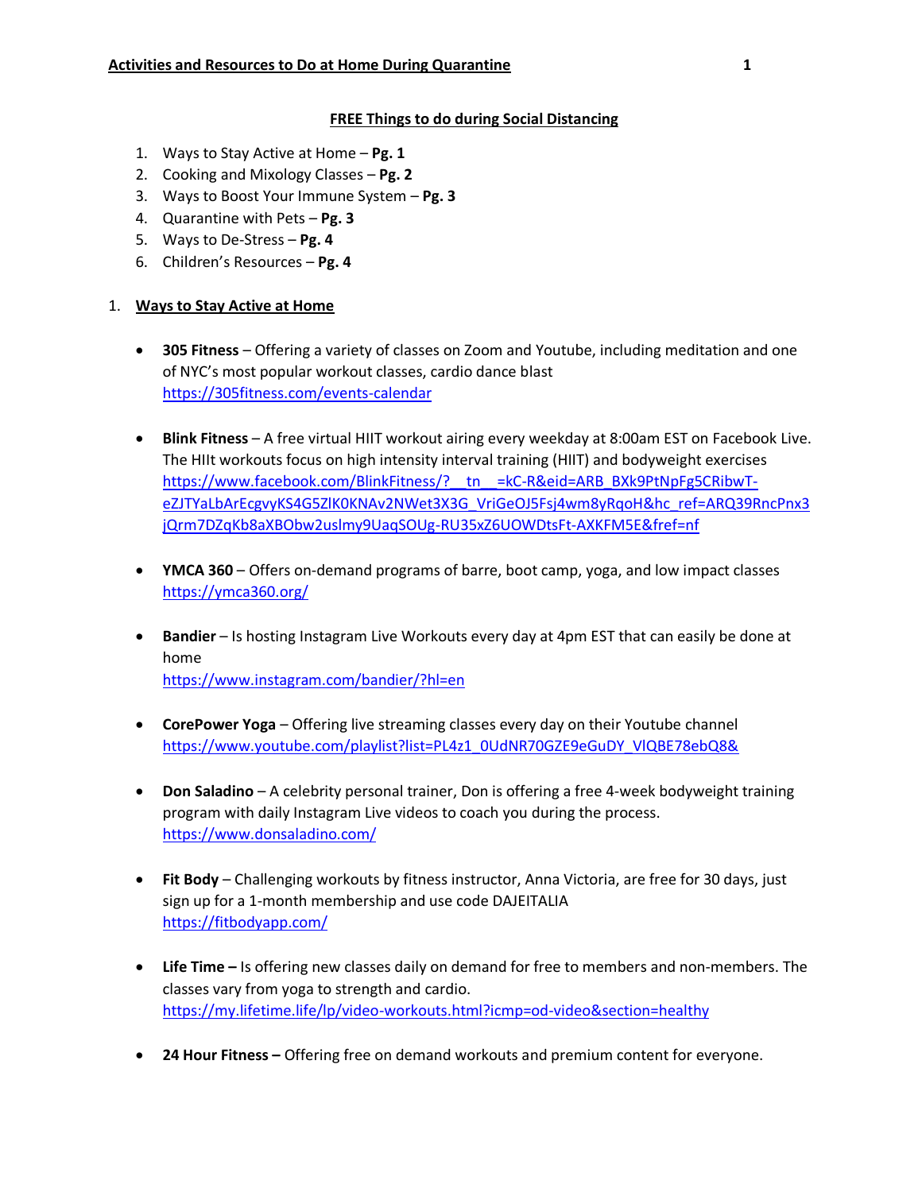# Activities and Resources to Do at Home During Quarantine

## FREE Things to do during Social Distancing

1. Ways to Stay Active at Home – **Pg. 1**
2. Cooking and Mixology Classes – **Pg. 2**
3. Ways to Boost Your Immune System – **Pg. 3**
4. Quarantine with Pets – **Pg. 3**
5. Ways to De-Stress – **Pg. 4**
6. Children's Resources – **Pg. 4**

## 1. Ways to Stay Active at Home

- **305 Fitness** – Offering a variety of classes on Zoom and Youtube, including meditation and one of NYC's most popular workout classes, cardio dance blast
  https://305fitness.com/events-calendar

- **Blink Fitness** – A free virtual HIIT workout airing every weekday at 8:00am EST on Facebook Live. The HIIt workouts focus on high intensity interval training (HIIT) and bodyweight exercises
  https://www.facebook.com/BlinkFitness/?__tn__=kC-R&eid=ARB_BXk9PtNpFg5CRibwT-eZJTYaLbArEcgvyKS4G5ZlK0KNAv2NWet3X3G_VriGeOJ5Fsj4wm8yRqoH&hc_ref=ARQ39RncPnx3jQrm7DZqKb8aXBObw2uslmy9UaqSOUg-RU35xZ6UOWDtsFt-AXKFM5E&fref=nf

- **YMCA 360** – Offers on-demand programs of barre, boot camp, yoga, and low impact classes
  https://ymca360.org/

- **Bandier** – Is hosting Instagram Live Workouts every day at 4pm EST that can easily be done at home
  https://www.instagram.com/bandier/?hl=en

- **CorePower Yoga** – Offering live streaming classes every day on their Youtube channel
  https://www.youtube.com/playlist?list=PL4z1_0UdNR70GZE9eGuDY_VlQBE78ebQ8&

- **Don Saladino** – A celebrity personal trainer, Don is offering a free 4-week bodyweight training program with daily Instagram Live videos to coach you during the process.
  https://www.donsaladino.com/

- **Fit Body** – Challenging workouts by fitness instructor, Anna Victoria, are free for 30 days, just sign up for a 1-month membership and use code DAJEITALIA
  https://fitbodyapp.com/

- **Life Time –** Is offering new classes daily on demand for free to members and non-members. The classes vary from yoga to strength and cardio.
  https://my.lifetime.life/lp/video-workouts.html?icmp=od-video&section=healthy

- **24 Hour Fitness –** Offering free on demand workouts and premium content for everyone.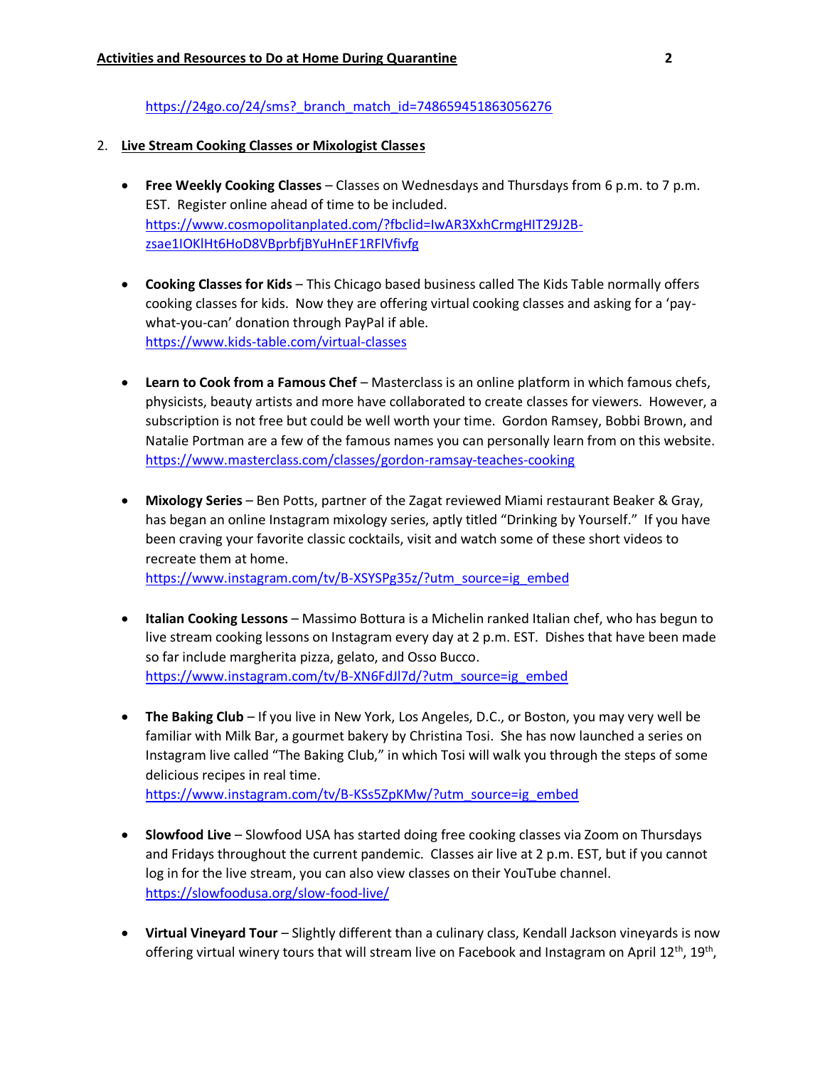https://24go.co/24/sms?_branch_match_id=748659451863056276

2. **Live Stream Cooking Classes or Mixologist Classes**

- **Free Weekly Cooking Classes** – Classes on Wednesdays and Thursdays from 6 p.m. to 7 p.m. EST. Register online ahead of time to be included. https://www.cosmopolitanplated.com/?fbclid=IwAR3XxhCrmgHIT29J2B-zsae1IOKlHt6HoD8VBprbfjBYuHnEF1RFlVfivfg

- **Cooking Classes for Kids** – This Chicago based business called The Kids Table normally offers cooking classes for kids. Now they are offering virtual cooking classes and asking for a 'pay-what-you-can' donation through PayPal if able. https://www.kids-table.com/virtual-classes

- **Learn to Cook from a Famous Chef** – Masterclass is an online platform in which famous chefs, physicists, beauty artists and more have collaborated to create classes for viewers. However, a subscription is not free but could be well worth your time. Gordon Ramsey, Bobbi Brown, and Natalie Portman are a few of the famous names you can personally learn from on this website. https://www.masterclass.com/classes/gordon-ramsay-teaches-cooking

- **Mixology Series** – Ben Potts, partner of the Zagat reviewed Miami restaurant Beaker & Gray, has began an online Instagram mixology series, aptly titled "Drinking by Yourself." If you have been craving your favorite classic cocktails, visit and watch some of these short videos to recreate them at home. https://www.instagram.com/tv/B-XSYSPg35z/?utm_source=ig_embed

- **Italian Cooking Lessons** – Massimo Bottura is a Michelin ranked Italian chef, who has begun to live stream cooking lessons on Instagram every day at 2 p.m. EST. Dishes that have been made so far include margherita pizza, gelato, and Osso Bucco. https://www.instagram.com/tv/B-XN6FdJl7d/?utm_source=ig_embed

- **The Baking Club** – If you live in New York, Los Angeles, D.C., or Boston, you may very well be familiar with Milk Bar, a gourmet bakery by Christina Tosi. She has now launched a series on Instagram live called "The Baking Club," in which Tosi will walk you through the steps of some delicious recipes in real time. https://www.instagram.com/tv/B-KSs5ZpKMw/?utm_source=ig_embed

- **Slowfood Live** – Slowfood USA has started doing free cooking classes via Zoom on Thursdays and Fridays throughout the current pandemic. Classes air live at 2 p.m. EST, but if you cannot log in for the live stream, you can also view classes on their YouTube channel. https://slowfoodusa.org/slow-food-live/

- **Virtual Vineyard Tour** – Slightly different than a culinary class, Kendall Jackson vineyards is now offering virtual winery tours that will stream live on Facebook and Instagram on April 12th, 19th,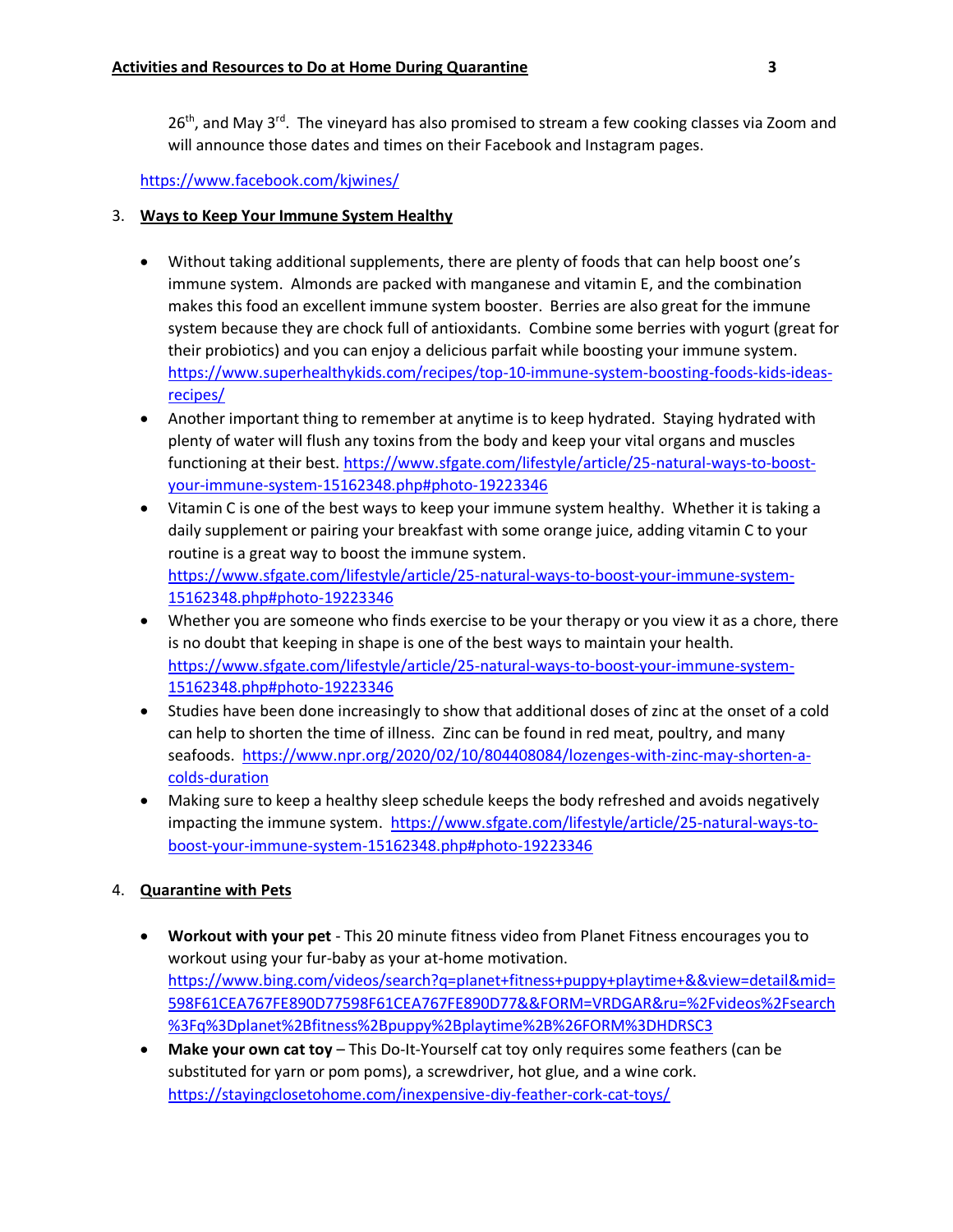26th, and May 3rd. The vineyard has also promised to stream a few cooking classes via Zoom and will announce those dates and times on their Facebook and Instagram pages.

https://www.facebook.com/kjwines/

3. **Ways to Keep Your Immune System Healthy**

- Without taking additional supplements, there are plenty of foods that can help boost one's immune system. Almonds are packed with manganese and vitamin E, and the combination makes this food an excellent immune system booster. Berries are also great for the immune system because they are chock full of antioxidants. Combine some berries with yogurt (great for their probiotics) and you can enjoy a delicious parfait while boosting your immune system. https://www.superhealthykids.com/recipes/top-10-immune-system-boosting-foods-kids-ideas-recipes/
- Another important thing to remember at anytime is to keep hydrated. Staying hydrated with plenty of water will flush any toxins from the body and keep your vital organs and muscles functioning at their best. https://www.sfgate.com/lifestyle/article/25-natural-ways-to-boost-your-immune-system-15162348.php#photo-19223346
- Vitamin C is one of the best ways to keep your immune system healthy. Whether it is taking a daily supplement or pairing your breakfast with some orange juice, adding vitamin C to your routine is a great way to boost the immune system. https://www.sfgate.com/lifestyle/article/25-natural-ways-to-boost-your-immune-system-15162348.php#photo-19223346
- Whether you are someone who finds exercise to be your therapy or you view it as a chore, there is no doubt that keeping in shape is one of the best ways to maintain your health. https://www.sfgate.com/lifestyle/article/25-natural-ways-to-boost-your-immune-system-15162348.php#photo-19223346
- Studies have been done increasingly to show that additional doses of zinc at the onset of a cold can help to shorten the time of illness. Zinc can be found in red meat, poultry, and many seafoods. https://www.npr.org/2020/02/10/804408084/lozenges-with-zinc-may-shorten-a-colds-duration
- Making sure to keep a healthy sleep schedule keeps the body refreshed and avoids negatively impacting the immune system. https://www.sfgate.com/lifestyle/article/25-natural-ways-to-boost-your-immune-system-15162348.php#photo-19223346

4. **Quarantine with Pets**

- **Workout with your pet** - This 20 minute fitness video from Planet Fitness encourages you to workout using your fur-baby as your at-home motivation. https://www.bing.com/videos/search?q=planet+fitness+puppy+playtime+&&view=detail&mid=598F61CEA767FE890D77598F61CEA767FE890D77&&FORM=VRDGAR&ru=%2Fvideos%2Fsearch%3Fq%3Dplanet%2Bfitness%2Bpuppy%2Bplaytime%2B%26FORM%3DHDRSC3
- **Make your own cat toy** – This Do-It-Yourself cat toy only requires some feathers (can be substituted for yarn or pom poms), a screwdriver, hot glue, and a wine cork. https://stayingclosetohome.com/inexpensive-diy-feather-cork-cat-toys/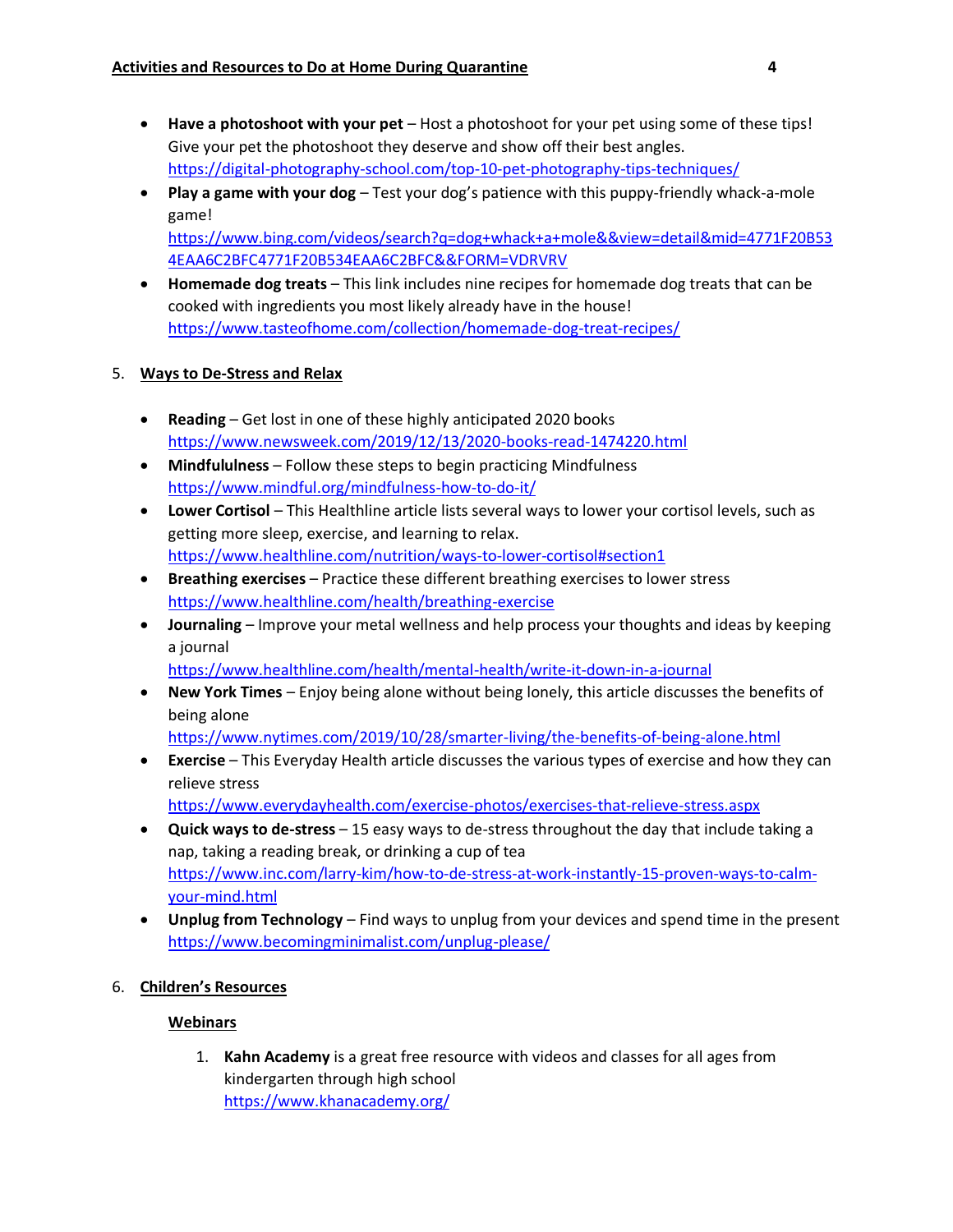- **Have a photoshoot with your pet** – Host a photoshoot for your pet using some of these tips! Give your pet the photoshoot they deserve and show off their best angles. https://digital-photography-school.com/top-10-pet-photography-tips-techniques/
- **Play a game with your dog** – Test your dog's patience with this puppy-friendly whack-a-mole game! https://www.bing.com/videos/search?q=dog+whack+a+mole&&view=detail&mid=4771F20B534EAA6C2BFC4771F20B534EAA6C2BFC&&FORM=VDRVRV
- **Homemade dog treats** – This link includes nine recipes for homemade dog treats that can be cooked with ingredients you most likely already have in the house! https://www.tasteofhome.com/collection/homemade-dog-treat-recipes/

5. **Ways to De-Stress and Relax**

- **Reading** – Get lost in one of these highly anticipated 2020 books https://www.newsweek.com/2019/12/13/2020-books-read-1474220.html
- **Mindfululness** – Follow these steps to begin practicing Mindfulness https://www.mindful.org/mindfulness-how-to-do-it/
- **Lower Cortisol** – This Healthline article lists several ways to lower your cortisol levels, such as getting more sleep, exercise, and learning to relax. https://www.healthline.com/nutrition/ways-to-lower-cortisol#section1
- **Breathing exercises** – Practice these different breathing exercises to lower stress https://www.healthline.com/health/breathing-exercise
- **Journaling** – Improve your metal wellness and help process your thoughts and ideas by keeping a journal https://www.healthline.com/health/mental-health/write-it-down-in-a-journal
- **New York Times** – Enjoy being alone without being lonely, this article discusses the benefits of being alone https://www.nytimes.com/2019/10/28/smarter-living/the-benefits-of-being-alone.html
- **Exercise** – This Everyday Health article discusses the various types of exercise and how they can relieve stress https://www.everydayhealth.com/exercise-photos/exercises-that-relieve-stress.aspx
- **Quick ways to de-stress** – 15 easy ways to de-stress throughout the day that include taking a nap, taking a reading break, or drinking a cup of tea https://www.inc.com/larry-kim/how-to-de-stress-at-work-instantly-15-proven-ways-to-calm-your-mind.html
- **Unplug from Technology** – Find ways to unplug from your devices and spend time in the present https://www.becomingminimalist.com/unplug-please/

6. **Children's Resources**

**Webinars**

1. **Kahn Academy** is a great free resource with videos and classes for all ages from kindergarten through high school https://www.khanacademy.org/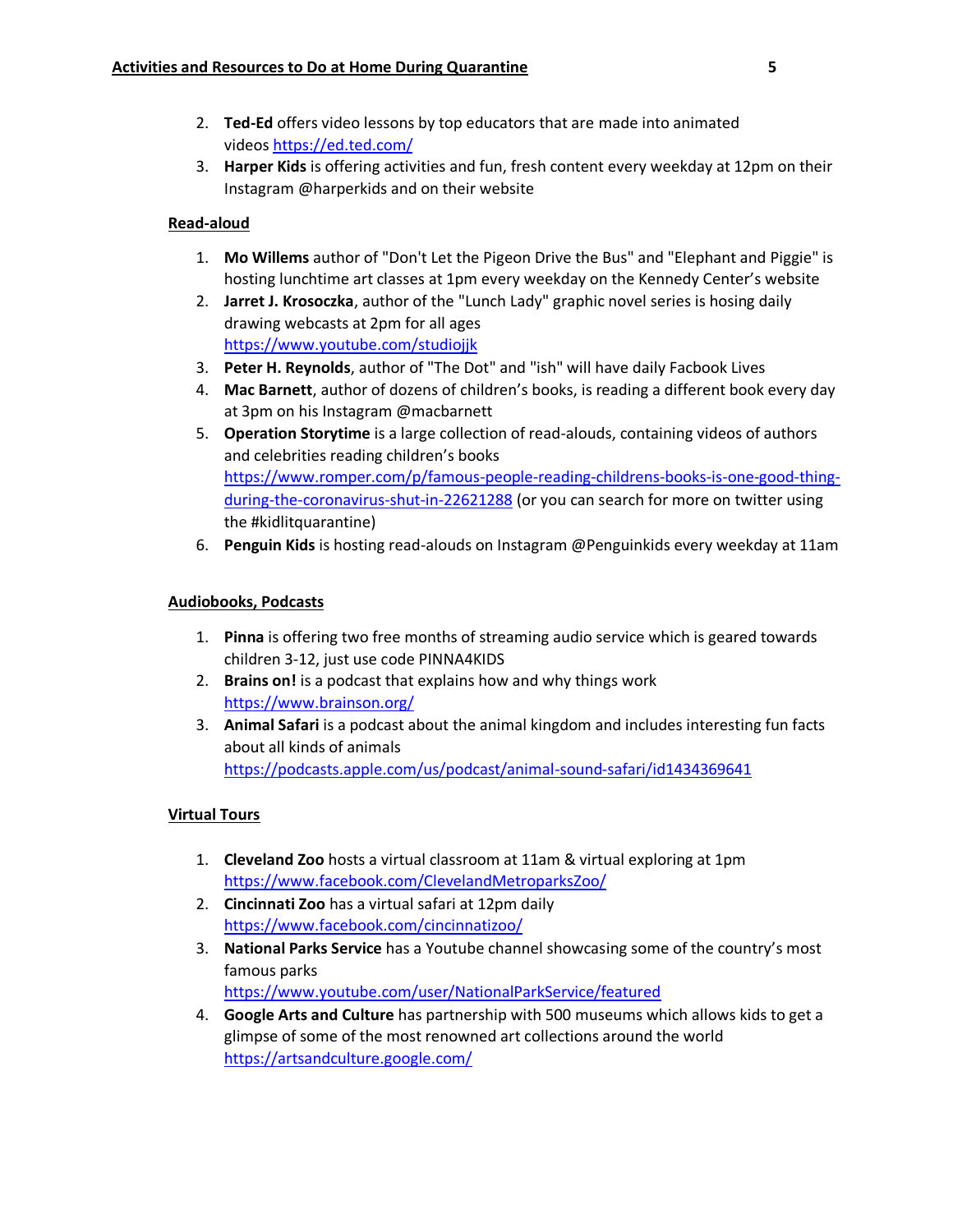2. **Ted-Ed** offers video lessons by top educators that are made into animated videos https://ed.ted.com/
3. **Harper Kids** is offering activities and fun, fresh content every weekday at 12pm on their Instagram @harperkids and on their website

**Read-aloud**

1. **Mo Willems** author of "Don't Let the Pigeon Drive the Bus" and "Elephant and Piggie" is hosting lunchtime art classes at 1pm every weekday on the Kennedy Center's website
2. **Jarret J. Krosoczka**, author of the "Lunch Lady" graphic novel series is hosing daily drawing webcasts at 2pm for all ages https://www.youtube.com/studiojjk
3. **Peter H. Reynolds**, author of "The Dot" and "ish" will have daily Facbook Lives
4. **Mac Barnett**, author of dozens of children's books, is reading a different book every day at 3pm on his Instagram @macbarnett
5. **Operation Storytime** is a large collection of read-alouds, containing videos of authors and celebrities reading children's books https://www.romper.com/p/famous-people-reading-childrens-books-is-one-good-thing-during-the-coronavirus-shut-in-22621288 (or you can search for more on twitter using the #kidlitquarantine)
6. **Penguin Kids** is hosting read-alouds on Instagram @Penguinkids every weekday at 11am

**Audiobooks, Podcasts**

1. **Pinna** is offering two free months of streaming audio service which is geared towards children 3-12, just use code PINNA4KIDS
2. **Brains on!** is a podcast that explains how and why things work https://www.brainson.org/
3. **Animal Safari** is a podcast about the animal kingdom and includes interesting fun facts about all kinds of animals https://podcasts.apple.com/us/podcast/animal-sound-safari/id1434369641

**Virtual Tours**

1. **Cleveland Zoo** hosts a virtual classroom at 11am & virtual exploring at 1pm https://www.facebook.com/ClevelandMetroparksZoo/
2. **Cincinnati Zoo** has a virtual safari at 12pm daily https://www.facebook.com/cincinnatizoo/
3. **National Parks Service** has a Youtube channel showcasing some of the country's most famous parks https://www.youtube.com/user/NationalParkService/featured
4. **Google Arts and Culture** has partnership with 500 museums which allows kids to get a glimpse of some of the most renowned art collections around the world https://artsandculture.google.com/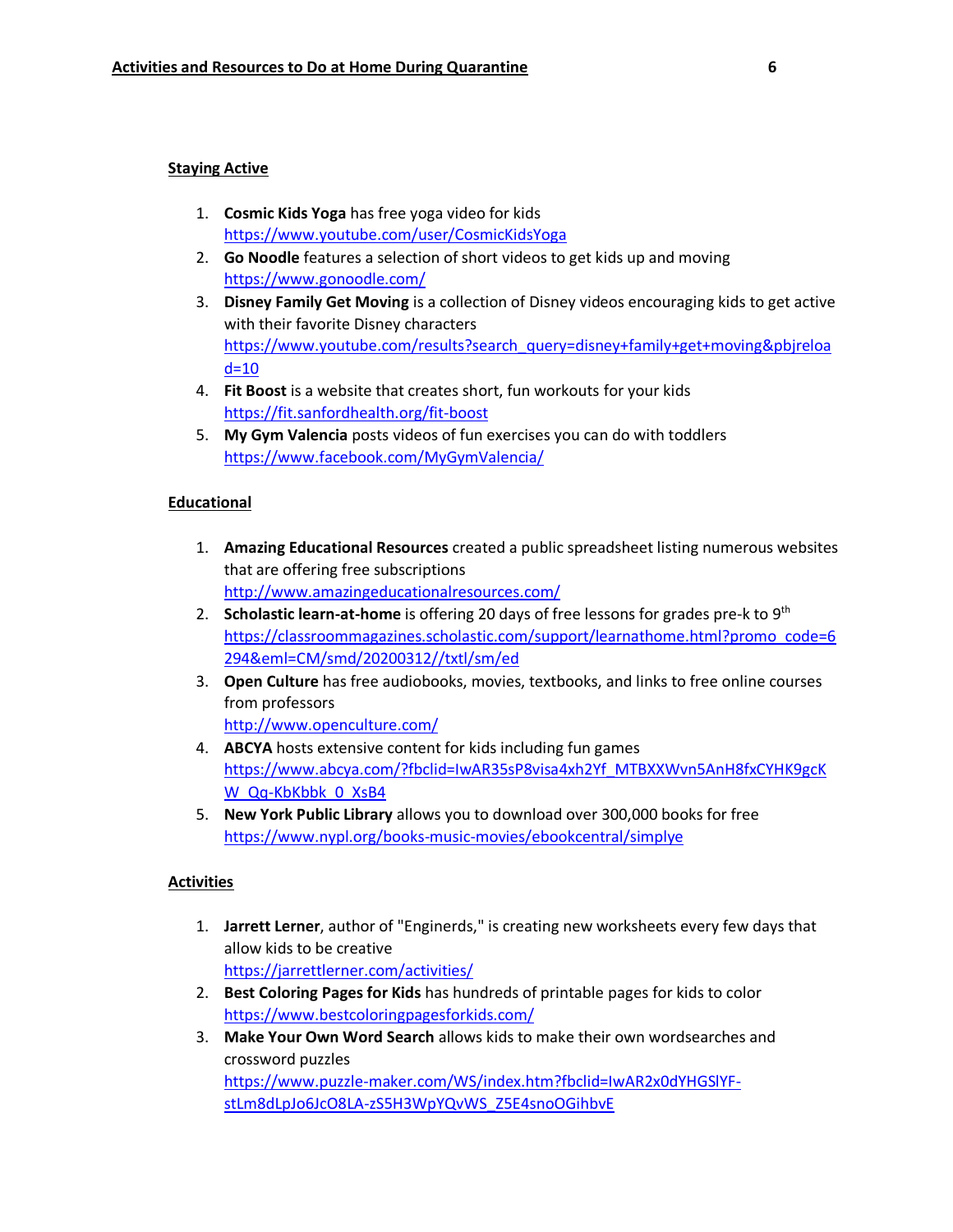## Staying Active

1. **Cosmic Kids Yoga** has free yoga video for kids
   https://www.youtube.com/user/CosmicKidsYoga
2. **Go Noodle** features a selection of short videos to get kids up and moving
   https://www.gonoodle.com/
3. **Disney Family Get Moving** is a collection of Disney videos encouraging kids to get active with their favorite Disney characters
   https://www.youtube.com/results?search_query=disney+family+get+moving&pbjreload=10
4. **Fit Boost** is a website that creates short, fun workouts for your kids
   https://fit.sanfordhealth.org/fit-boost
5. **My Gym Valencia** posts videos of fun exercises you can do with toddlers
   https://www.facebook.com/MyGymValencia/

## Educational

1. **Amazing Educational Resources** created a public spreadsheet listing numerous websites that are offering free subscriptions
   http://www.amazingeducationalresources.com/
2. **Scholastic learn-at-home** is offering 20 days of free lessons for grades pre-k to 9th
   https://classroommagazines.scholastic.com/support/learnathome.html?promo_code=6294&eml=CM/smd/20200312//txtl/sm/ed
3. **Open Culture** has free audiobooks, movies, textbooks, and links to free online courses from professors
   http://www.openculture.com/
4. **ABCYA** hosts extensive content for kids including fun games
   https://www.abcya.com/?fbclid=IwAR35sP8visa4xh2Yf_MTBXXWvn5AnH8fxCYHK9gcKW_Qq-KbKbbk_0_XsB4
5. **New York Public Library** allows you to download over 300,000 books for free
   https://www.nypl.org/books-music-movies/ebookcentral/simplye

## Activities

1. **Jarrett Lerner**, author of "Enginerds," is creating new worksheets every few days that allow kids to be creative
   https://jarrettlerner.com/activities/
2. **Best Coloring Pages for Kids** has hundreds of printable pages for kids to color
   https://www.bestcoloringpagesforkids.com/
3. **Make Your Own Word Search** allows kids to make their own wordsearches and crossword puzzles
   https://www.puzzle-maker.com/WS/index.htm?fbclid=IwAR2x0dYHGSlYF-stLm8dLpJo6JcO8LA-zS5H3WpYQvWS_Z5E4snoOGihbvE